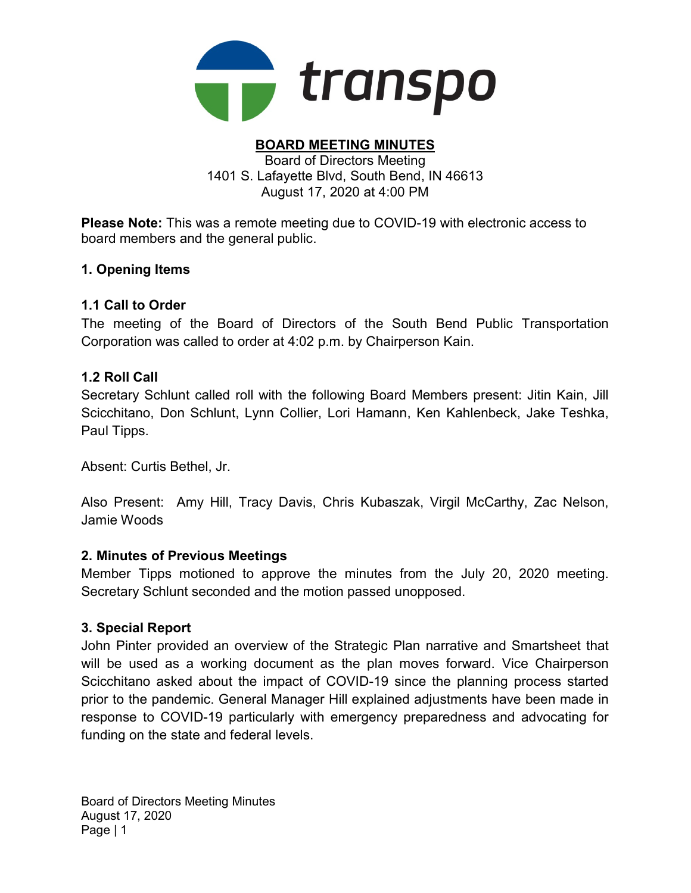transpo

# BOARD MEETING MINUTES

Board of Directors Meeting
1401 S. Lafayette Blvd, South Bend, IN 46613
August 17, 2020 at 4:00 PM

**Please Note:** This was a remote meeting due to COVID-19 with electronic access to board members and the general public.

## 1. Opening Items

### 1.1 Call to Order

The meeting of the Board of Directors of the South Bend Public Transportation Corporation was called to order at 4:02 p.m. by Chairperson Kain.

### 1.2 Roll Call

Secretary Schlunt called roll with the following Board Members present: Jitin Kain, Jill Scicchitano, Don Schlunt, Lynn Collier, Lori Hamann, Ken Kahlenbeck, Jake Teshka, Paul Tipps.

Absent: Curtis Bethel, Jr.

Also Present: Amy Hill, Tracy Davis, Chris Kubaszak, Virgil McCarthy, Zac Nelson, Jamie Woods

## 2. Minutes of Previous Meetings

Member Tipps motioned to approve the minutes from the July 20, 2020 meeting. Secretary Schlunt seconded and the motion passed unopposed.

## 3. Special Report

John Pinter provided an overview of the Strategic Plan narrative and Smartsheet that will be used as a working document as the plan moves forward. Vice Chairperson Scicchitano asked about the impact of COVID-19 since the planning process started prior to the pandemic. General Manager Hill explained adjustments have been made in response to COVID-19 particularly with emergency preparedness and advocating for funding on the state and federal levels.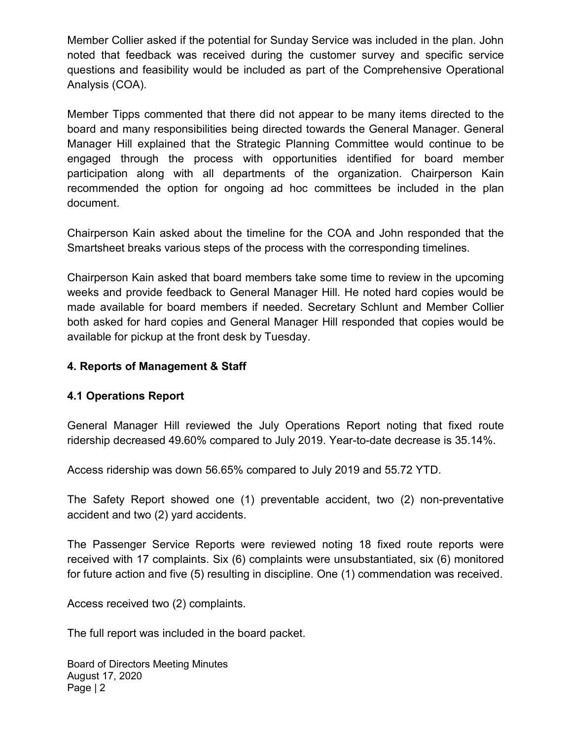Member Collier asked if the potential for Sunday Service was included in the plan. John noted that feedback was received during the customer survey and specific service questions and feasibility would be included as part of the Comprehensive Operational Analysis (COA).

Member Tipps commented that there did not appear to be many items directed to the board and many responsibilities being directed towards the General Manager. General Manager Hill explained that the Strategic Planning Committee would continue to be engaged through the process with opportunities identified for board member participation along with all departments of the organization. Chairperson Kain recommended the option for ongoing ad hoc committees be included in the plan document.

Chairperson Kain asked about the timeline for the COA and John responded that the Smartsheet breaks various steps of the process with the corresponding timelines.

Chairperson Kain asked that board members take some time to review in the upcoming weeks and provide feedback to General Manager Hill. He noted hard copies would be made available for board members if needed. Secretary Schlunt and Member Collier both asked for hard copies and General Manager Hill responded that copies would be available for pickup at the front desk by Tuesday.

## 4. Reports of Management & Staff

### 4.1 Operations Report

General Manager Hill reviewed the July Operations Report noting that fixed route ridership decreased 49.60% compared to July 2019. Year-to-date decrease is 35.14%.

Access ridership was down 56.65% compared to July 2019 and 55.72 YTD.

The Safety Report showed one (1) preventable accident, two (2) non-preventative accident and two (2) yard accidents.

The Passenger Service Reports were reviewed noting 18 fixed route reports were received with 17 complaints. Six (6) complaints were unsubstantiated, six (6) monitored for future action and five (5) resulting in discipline. One (1) commendation was received.

Access received two (2) complaints.

The full report was included in the board packet.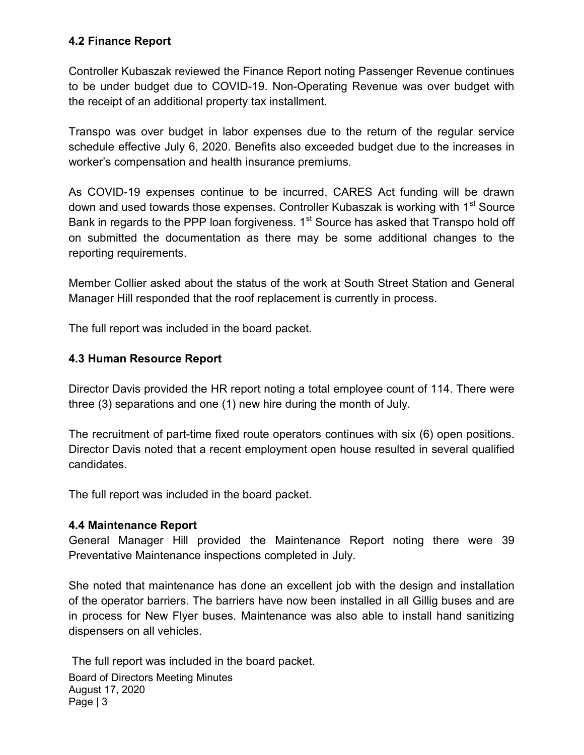### 4.2 Finance Report

Controller Kubaszak reviewed the Finance Report noting Passenger Revenue continues to be under budget due to COVID-19. Non-Operating Revenue was over budget with the receipt of an additional property tax installment.

Transpo was over budget in labor expenses due to the return of the regular service schedule effective July 6, 2020. Benefits also exceeded budget due to the increases in worker's compensation and health insurance premiums.

As COVID-19 expenses continue to be incurred, CARES Act funding will be drawn down and used towards those expenses. Controller Kubaszak is working with 1st Source Bank in regards to the PPP loan forgiveness. 1st Source has asked that Transpo hold off on submitted the documentation as there may be some additional changes to the reporting requirements.

Member Collier asked about the status of the work at South Street Station and General Manager Hill responded that the roof replacement is currently in process.

The full report was included in the board packet.

### 4.3 Human Resource Report

Director Davis provided the HR report noting a total employee count of 114. There were three (3) separations and one (1) new hire during the month of July.

The recruitment of part-time fixed route operators continues with six (6) open positions. Director Davis noted that a recent employment open house resulted in several qualified candidates.

The full report was included in the board packet.

### 4.4 Maintenance Report

General Manager Hill provided the Maintenance Report noting there were 39 Preventative Maintenance inspections completed in July.

She noted that maintenance has done an excellent job with the design and installation of the operator barriers. The barriers have now been installed in all Gillig buses and are in process for New Flyer buses. Maintenance was also able to install hand sanitizing dispensers on all vehicles.

The full report was included in the board packet.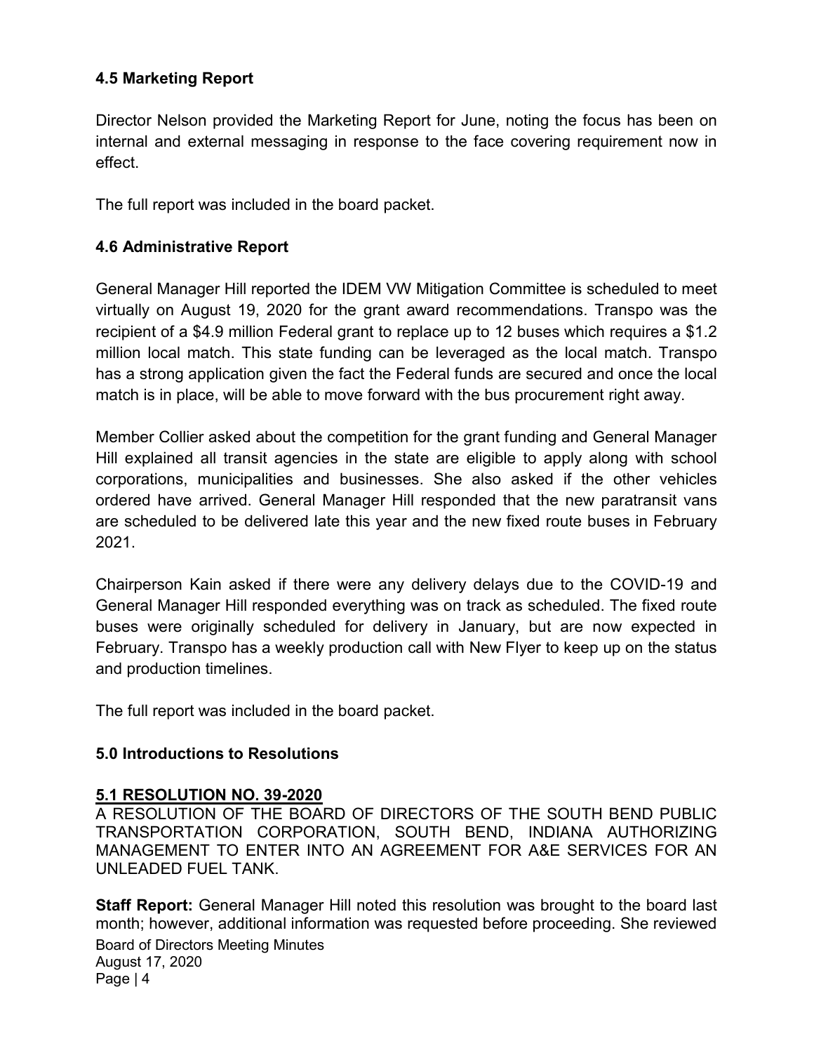### 4.5 Marketing Report

Director Nelson provided the Marketing Report for June, noting the focus has been on internal and external messaging in response to the face covering requirement now in effect.

The full report was included in the board packet.

### 4.6 Administrative Report

General Manager Hill reported the IDEM VW Mitigation Committee is scheduled to meet virtually on August 19, 2020 for the grant award recommendations. Transpo was the recipient of a $4.9 million Federal grant to replace up to 12 buses which requires a $1.2 million local match. This state funding can be leveraged as the local match. Transpo has a strong application given the fact the Federal funds are secured and once the local match is in place, will be able to move forward with the bus procurement right away.

Member Collier asked about the competition for the grant funding and General Manager Hill explained all transit agencies in the state are eligible to apply along with school corporations, municipalities and businesses. She also asked if the other vehicles ordered have arrived. General Manager Hill responded that the new paratransit vans are scheduled to be delivered late this year and the new fixed route buses in February 2021.

Chairperson Kain asked if there were any delivery delays due to the COVID-19 and General Manager Hill responded everything was on track as scheduled. The fixed route buses were originally scheduled for delivery in January, but are now expected in February. Transpo has a weekly production call with New Flyer to keep up on the status and production timelines.

The full report was included in the board packet.

## 5.0 Introductions to Resolutions

### 5.1 RESOLUTION NO. 39-2020

A RESOLUTION OF THE BOARD OF DIRECTORS OF THE SOUTH BEND PUBLIC TRANSPORTATION CORPORATION, SOUTH BEND, INDIANA AUTHORIZING MANAGEMENT TO ENTER INTO AN AGREEMENT FOR A&E SERVICES FOR AN UNLEADED FUEL TANK.

**Staff Report:** General Manager Hill noted this resolution was brought to the board last month; however, additional information was requested before proceeding. She reviewed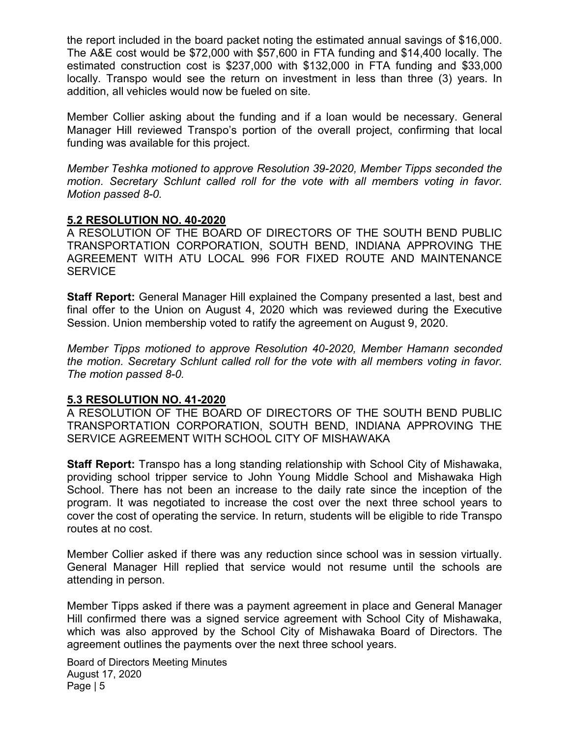the report included in the board packet noting the estimated annual savings of $16,000. The A&E cost would be $72,000 with $57,600 in FTA funding and $14,400 locally. The estimated construction cost is $237,000 with $132,000 in FTA funding and $33,000 locally. Transpo would see the return on investment in less than three (3) years. In addition, all vehicles would now be fueled on site.

Member Collier asking about the funding and if a loan would be necessary. General Manager Hill reviewed Transpo's portion of the overall project, confirming that local funding was available for this project.

*Member Teshka motioned to approve Resolution 39-2020, Member Tipps seconded the motion. Secretary Schlunt called roll for the vote with all members voting in favor. Motion passed 8-0.*

## 5.2 RESOLUTION NO. 40-2020

A RESOLUTION OF THE BOARD OF DIRECTORS OF THE SOUTH BEND PUBLIC TRANSPORTATION CORPORATION, SOUTH BEND, INDIANA APPROVING THE AGREEMENT WITH ATU LOCAL 996 FOR FIXED ROUTE AND MAINTENANCE SERVICE

**Staff Report:** General Manager Hill explained the Company presented a last, best and final offer to the Union on August 4, 2020 which was reviewed during the Executive Session. Union membership voted to ratify the agreement on August 9, 2020.

*Member Tipps motioned to approve Resolution 40-2020, Member Hamann seconded the motion. Secretary Schlunt called roll for the vote with all members voting in favor. The motion passed 8-0.*

## 5.3 RESOLUTION NO. 41-2020

A RESOLUTION OF THE BOARD OF DIRECTORS OF THE SOUTH BEND PUBLIC TRANSPORTATION CORPORATION, SOUTH BEND, INDIANA APPROVING THE SERVICE AGREEMENT WITH SCHOOL CITY OF MISHAWAKA

**Staff Report:** Transpo has a long standing relationship with School City of Mishawaka, providing school tripper service to John Young Middle School and Mishawaka High School. There has not been an increase to the daily rate since the inception of the program. It was negotiated to increase the cost over the next three school years to cover the cost of operating the service. In return, students will be eligible to ride Transpo routes at no cost.

Member Collier asked if there was any reduction since school was in session virtually. General Manager Hill replied that service would not resume until the schools are attending in person.

Member Tipps asked if there was a payment agreement in place and General Manager Hill confirmed there was a signed service agreement with School City of Mishawaka, which was also approved by the School City of Mishawaka Board of Directors. The agreement outlines the payments over the next three school years.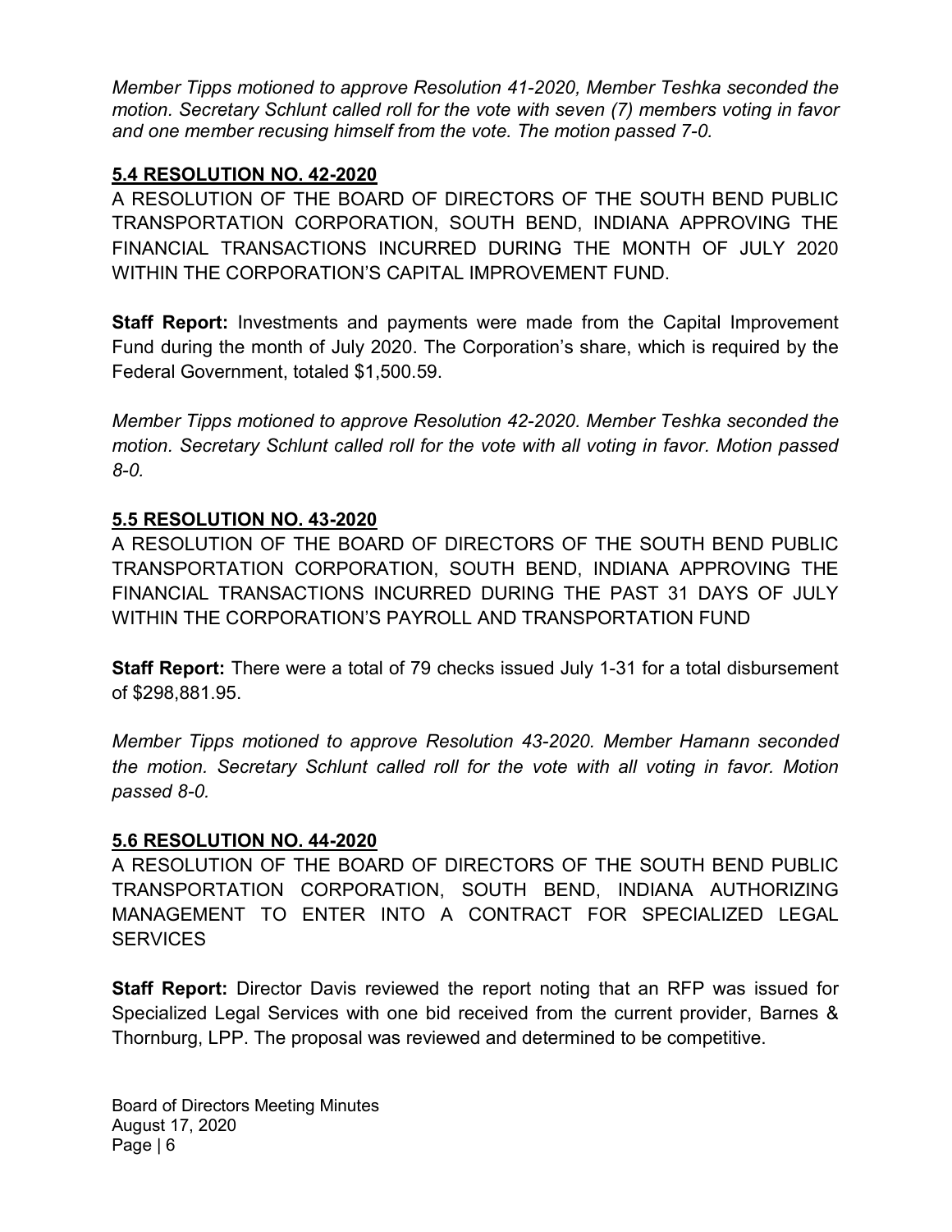*Member Tipps motioned to approve Resolution 41-2020, Member Teshka seconded the motion. Secretary Schlunt called roll for the vote with seven (7) members voting in favor and one member recusing himself from the vote. The motion passed 7-0.*

## 5.4 RESOLUTION NO. 42-2020

A RESOLUTION OF THE BOARD OF DIRECTORS OF THE SOUTH BEND PUBLIC TRANSPORTATION CORPORATION, SOUTH BEND, INDIANA APPROVING THE FINANCIAL TRANSACTIONS INCURRED DURING THE MONTH OF JULY 2020 WITHIN THE CORPORATION'S CAPITAL IMPROVEMENT FUND.

**Staff Report:** Investments and payments were made from the Capital Improvement Fund during the month of July 2020. The Corporation's share, which is required by the Federal Government, totaled $1,500.59.

*Member Tipps motioned to approve Resolution 42-2020. Member Teshka seconded the motion. Secretary Schlunt called roll for the vote with all voting in favor. Motion passed 8-0.*

## 5.5 RESOLUTION NO. 43-2020

A RESOLUTION OF THE BOARD OF DIRECTORS OF THE SOUTH BEND PUBLIC TRANSPORTATION CORPORATION, SOUTH BEND, INDIANA APPROVING THE FINANCIAL TRANSACTIONS INCURRED DURING THE PAST 31 DAYS OF JULY WITHIN THE CORPORATION'S PAYROLL AND TRANSPORTATION FUND

**Staff Report:** There were a total of 79 checks issued July 1-31 for a total disbursement of $298,881.95.

*Member Tipps motioned to approve Resolution 43-2020. Member Hamann seconded the motion. Secretary Schlunt called roll for the vote with all voting in favor. Motion passed 8-0.*

## 5.6 RESOLUTION NO. 44-2020

A RESOLUTION OF THE BOARD OF DIRECTORS OF THE SOUTH BEND PUBLIC TRANSPORTATION CORPORATION, SOUTH BEND, INDIANA AUTHORIZING MANAGEMENT TO ENTER INTO A CONTRACT FOR SPECIALIZED LEGAL SERVICES

**Staff Report:** Director Davis reviewed the report noting that an RFP was issued for Specialized Legal Services with one bid received from the current provider, Barnes & Thornburg, LPP. The proposal was reviewed and determined to be competitive.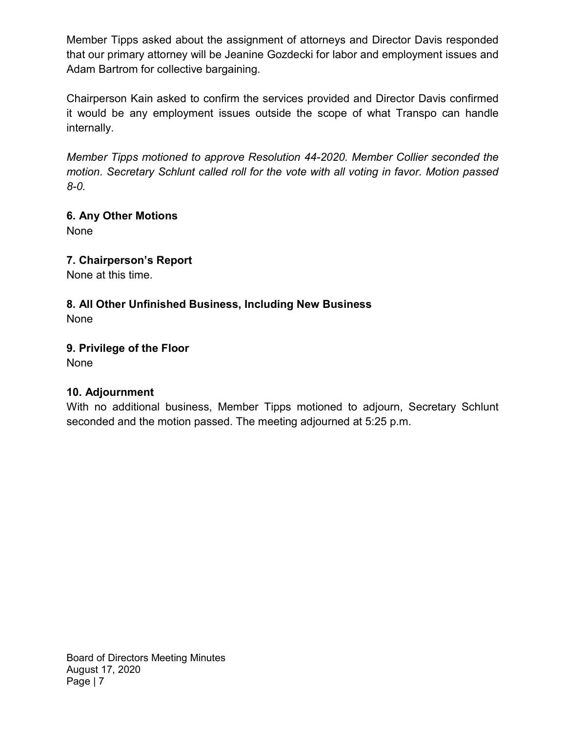Member Tipps asked about the assignment of attorneys and Director Davis responded that our primary attorney will be Jeanine Gozdecki for labor and employment issues and Adam Bartrom for collective bargaining.

Chairperson Kain asked to confirm the services provided and Director Davis confirmed it would be any employment issues outside the scope of what Transpo can handle internally.

*Member Tipps motioned to approve Resolution 44-2020. Member Collier seconded the motion. Secretary Schlunt called roll for the vote with all voting in favor. Motion passed 8-0.*

**6. Any Other Motions**

None

**7. Chairperson's Report**

None at this time.

**8. All Other Unfinished Business, Including New Business**

None

**9. Privilege of the Floor**

None

**10. Adjournment**

With no additional business, Member Tipps motioned to adjourn, Secretary Schlunt seconded and the motion passed. The meeting adjourned at 5:25 p.m.